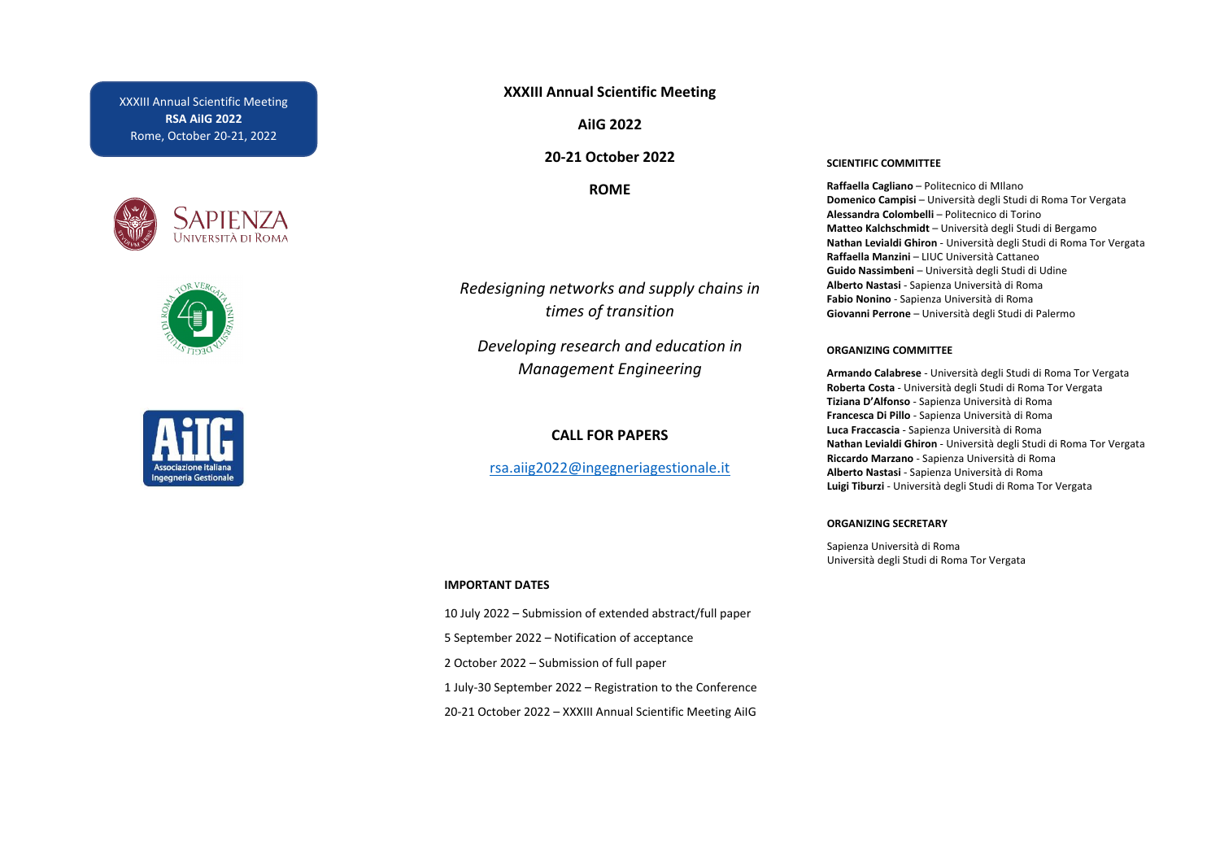XXXIII Annual Scientific Meeting
**RSA AiIG 2022**
Rome, October 20-21, 2022

# XXXIII Annual Scientific Meeting

**AiIG 2022**

**20-21 October 2022**

**ROME**

*Redesigning networks and supply chains in times of transition*

*Developing research and education in Management Engineering*

## CALL FOR PAPERS

rsa.aiig2022@ingegneriagestionale.it

### IMPORTANT DATES

10 July 2022 – Submission of extended abstract/full paper

5 September 2022 – Notification of acceptance

2 October 2022 – Submission of full paper

1 July-30 September 2022 – Registration to the Conference

20-21 October 2022 – XXXIII Annual Scientific Meeting AiIG

### SCIENTIFIC COMMITTEE

**Raffaella Cagliano** – Politecnico di MIlano
**Domenico Campisi** – Università degli Studi di Roma Tor Vergata
**Alessandra Colombelli** – Politecnico di Torino
**Matteo Kalchschmidt** – Università degli Studi di Bergamo
**Nathan Levialdi Ghiron** - Università degli Studi di Roma Tor Vergata
**Raffaella Manzini** – LIUC Università Cattaneo
**Guido Nassimbeni** – Università degli Studi di Udine
**Alberto Nastasi** - Sapienza Università di Roma
**Fabio Nonino** - Sapienza Università di Roma
**Giovanni Perrone** – Università degli Studi di Palermo

### ORGANIZING COMMITTEE

**Armando Calabrese** - Università degli Studi di Roma Tor Vergata
**Roberta Costa** - Università degli Studi di Roma Tor Vergata
**Tiziana D'Alfonso** - Sapienza Università di Roma
**Francesca Di Pillo** - Sapienza Università di Roma
**Luca Fraccascia** - Sapienza Università di Roma
**Nathan Levialdi Ghiron** - Università degli Studi di Roma Tor Vergata
**Riccardo Marzano** - Sapienza Università di Roma
**Alberto Nastasi** - Sapienza Università di Roma
**Luigi Tiburzi** - Università degli Studi di Roma Tor Vergata

### ORGANIZING SECRETARY

Sapienza Università di Roma
Università degli Studi di Roma Tor Vergata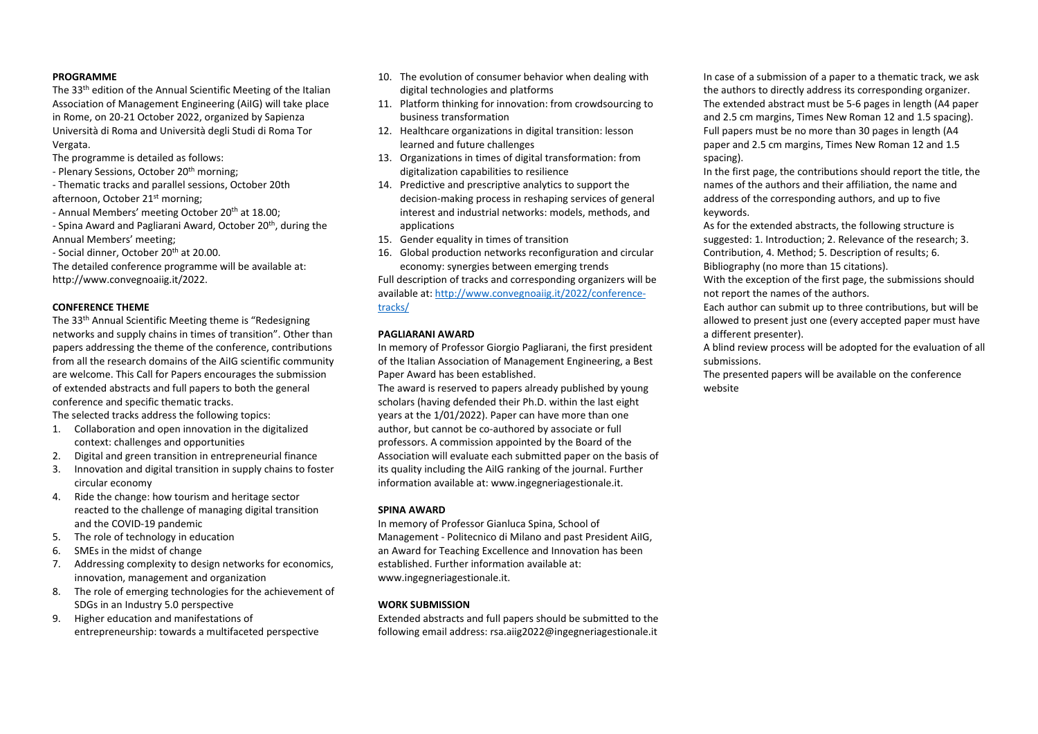## PROGRAMME

The 33th edition of the Annual Scientific Meeting of the Italian Association of Management Engineering (AiIG) will take place in Rome, on 20-21 October 2022, organized by Sapienza Università di Roma and Università degli Studi di Roma Tor Vergata.

The programme is detailed as follows:

- Plenary Sessions, October 20th morning;
- Thematic tracks and parallel sessions, October 20th afternoon, October 21st morning;
- Annual Members' meeting October 20th at 18.00;
- Spina Award and Pagliarani Award, October 20th, during the Annual Members' meeting;
- Social dinner, October 20th at 20.00.

The detailed conference programme will be available at: http://www.convegnoaiig.it/2022.

## CONFERENCE THEME

The 33th Annual Scientific Meeting theme is "Redesigning networks and supply chains in times of transition". Other than papers addressing the theme of the conference, contributions from all the research domains of the AiIG scientific community are welcome. This Call for Papers encourages the submission of extended abstracts and full papers to both the general conference and specific thematic tracks.

The selected tracks address the following topics:

1. Collaboration and open innovation in the digitalized context: challenges and opportunities
2. Digital and green transition in entrepreneurial finance
3. Innovation and digital transition in supply chains to foster circular economy
4. Ride the change: how tourism and heritage sector reacted to the challenge of managing digital transition and the COVID-19 pandemic
5. The role of technology in education
6. SMEs in the midst of change
7. Addressing complexity to design networks for economics, innovation, management and organization
8. The role of emerging technologies for the achievement of SDGs in an Industry 5.0 perspective
9. Higher education and manifestations of entrepreneurship: towards a multifaceted perspective
10. The evolution of consumer behavior when dealing with digital technologies and platforms
11. Platform thinking for innovation: from crowdsourcing to business transformation
12. Healthcare organizations in digital transition: lesson learned and future challenges
13. Organizations in times of digital transformation: from digitalization capabilities to resilience
14. Predictive and prescriptive analytics to support the decision-making process in reshaping services of general interest and industrial networks: models, methods, and applications
15. Gender equality in times of transition
16. Global production networks reconfiguration and circular economy: synergies between emerging trends

Full description of tracks and corresponding organizers will be available at: http://www.convegnoaiig.it/2022/conference-tracks/

## PAGLIARANI AWARD

In memory of Professor Giorgio Pagliarani, the first president of the Italian Association of Management Engineering, a Best Paper Award has been established.

The award is reserved to papers already published by young scholars (having defended their Ph.D. within the last eight years at the 1/01/2022). Paper can have more than one author, but cannot be co-authored by associate or full professors. A commission appointed by the Board of the Association will evaluate each submitted paper on the basis of its quality including the AiIG ranking of the journal. Further information available at: www.ingegneriagestionale.it.

## SPINA AWARD

In memory of Professor Gianluca Spina, School of Management - Politecnico di Milano and past President AiIG, an Award for Teaching Excellence and Innovation has been established. Further information available at: www.ingegneriagestionale.it.

## WORK SUBMISSION

Extended abstracts and full papers should be submitted to the following email address: rsa.aiig2022@ingegneriagestionale.it

In case of a submission of a paper to a thematic track, we ask the authors to directly address its corresponding organizer.

The extended abstract must be 5-6 pages in length (A4 paper and 2.5 cm margins, Times New Roman 12 and 1.5 spacing). Full papers must be no more than 30 pages in length (A4 paper and 2.5 cm margins, Times New Roman 12 and 1.5 spacing).

In the first page, the contributions should report the title, the names of the authors and their affiliation, the name and address of the corresponding authors, and up to five keywords.

As for the extended abstracts, the following structure is suggested: 1. Introduction; 2. Relevance of the research; 3. Contribution, 4. Method; 5. Description of results; 6. Bibliography (no more than 15 citations).

With the exception of the first page, the submissions should not report the names of the authors.

Each author can submit up to three contributions, but will be allowed to present just one (every accepted paper must have a different presenter).

A blind review process will be adopted for the evaluation of all submissions.

The presented papers will be available on the conference website